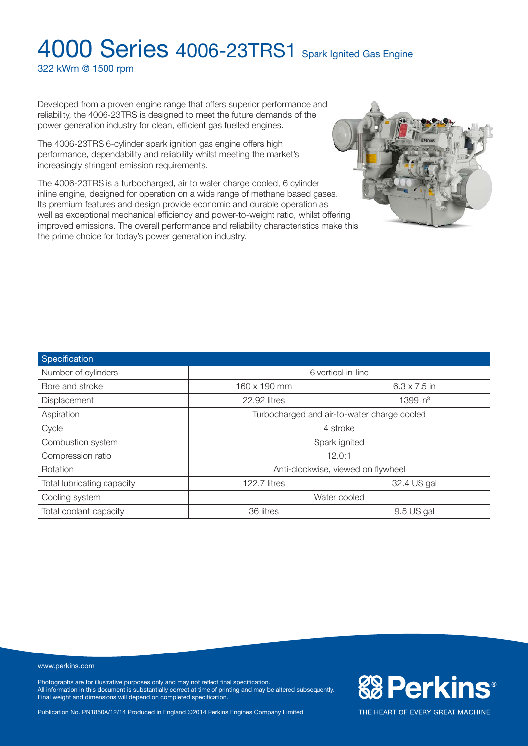# 4000 Series 4006-23TRS1 Spark Ignited Gas Engine

322 kWm @ 1500 rpm

Developed from a proven engine range that offers superior performance and reliability, the 4006-23TRS is designed to meet the future demands of the power generation industry for clean, efficient gas fuelled engines.

The 4006-23TRS 6-cylinder spark ignition gas engine offers high performance, dependability and reliability whilst meeting the market's increasingly stringent emission requirements.

The 4006-23TRS is a turbocharged, air to water charge cooled, 6 cylinder inline engine, designed for operation on a wide range of methane based gases. Its premium features and design provide economic and durable operation as well as exceptional mechanical efficiency and power-to-weight ratio, whilst offering improved emissions. The overall performance and reliability characteristics make this the prime choice for today's power generation industry.

| Specification | | |
|---|---|---|
| Number of cylinders | 6 vertical in-line | |
| Bore and stroke | 160 x 190 mm | 6.3 x 7.5 in |
| Displacement | 22.92 litres | 1399 in³ |
| Aspiration | Turbocharged and air-to-water charge cooled | |
| Cycle | 4 stroke | |
| Combustion system | Spark ignited | |
| Compression ratio | 12.0:1 | |
| Rotation | Anti-clockwise, viewed on flywheel | |
| Total lubricating capacity | 122.7 litres | 32.4 US gal |
| Cooling system | Water cooled | |
| Total coolant capacity | 36 litres | 9.5 US gal |

www.perkins.com

Photographs are for illustrative purposes only and may not reflect final specification.
All information in this document is substantially correct at time of printing and may be altered subsequently.
Final weight and dimensions will depend on completed specification.

Publication No. PN1850A/12/14 Produced in England ©2014 Perkins Engines Company Limited

Perkins®

THE HEART OF EVERY GREAT MACHINE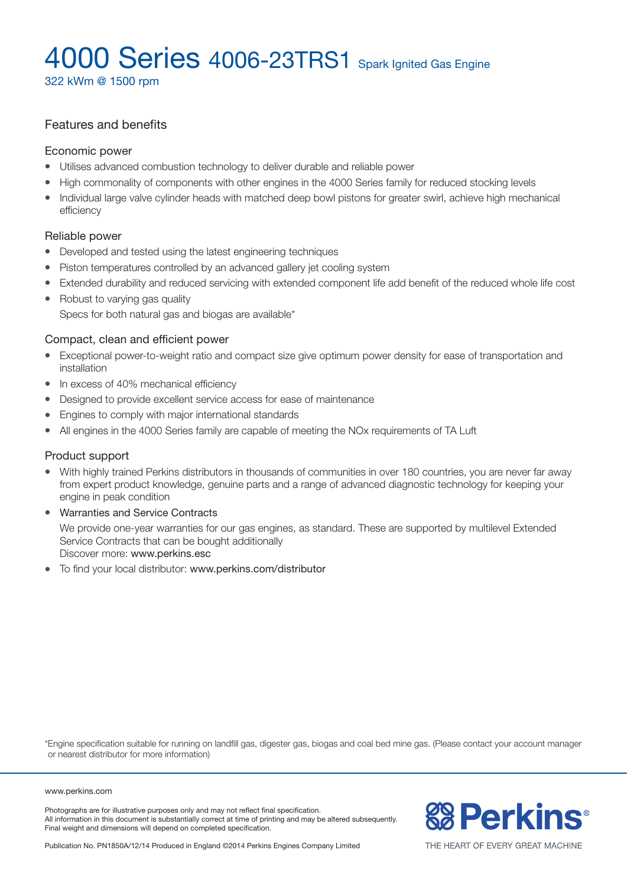# 4000 Series 4006-23TRS1 Spark Ignited Gas Engine

322 kWm @ 1500 rpm

## Features and benefits

### Economic power

- Utilises advanced combustion technology to deliver durable and reliable power
- High commonality of components with other engines in the 4000 Series family for reduced stocking levels
- Individual large valve cylinder heads with matched deep bowl pistons for greater swirl, achieve high mechanical efficiency

### Reliable power

- Developed and tested using the latest engineering techniques
- Piston temperatures controlled by an advanced gallery jet cooling system
- Extended durability and reduced servicing with extended component life add benefit of the reduced whole life cost
- Robust to varying gas quality
  Specs for both natural gas and biogas are available*

### Compact, clean and efficient power

- Exceptional power-to-weight ratio and compact size give optimum power density for ease of transportation and installation
- In excess of 40% mechanical efficiency
- Designed to provide excellent service access for ease of maintenance
- Engines to comply with major international standards
- All engines in the 4000 Series family are capable of meeting the NOx requirements of TA Luft

### Product support

- With highly trained Perkins distributors in thousands of communities in over 180 countries, you are never far away from expert product knowledge, genuine parts and a range of advanced diagnostic technology for keeping your engine in peak condition
- Warranties and Service Contracts
  We provide one-year warranties for our gas engines, as standard. These are supported by multilevel Extended Service Contracts that can be bought additionally
  Discover more: www.perkins.esc
- To find your local distributor: www.perkins.com/distributor

*Engine specification suitable for running on landfill gas, digester gas, biogas and coal bed mine gas. (Please contact your account manager or nearest distributor for more information)

www.perkins.com

Photographs are for illustrative purposes only and may not reflect final specification.
All information in this document is substantially correct at time of printing and may be altered subsequently.
Final weight and dimensions will depend on completed specification.

Publication No. PN1850A/12/14 Produced in England ©2014 Perkins Engines Company Limited

Perkins®

THE HEART OF EVERY GREAT MACHINE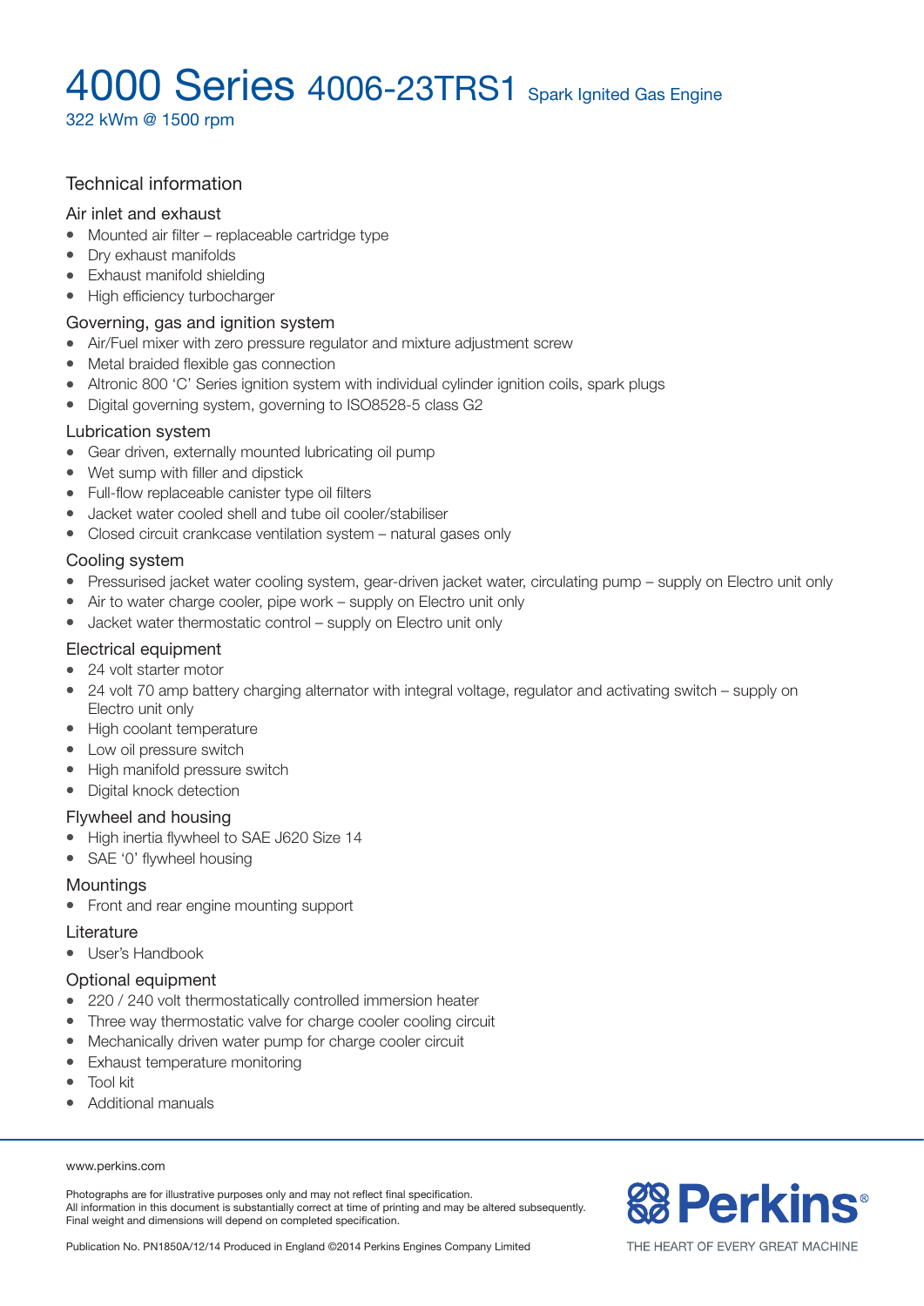# 4000 Series 4006-23TRS1 Spark Ignited Gas Engine

322 kWm @ 1500 rpm

## Technical information

### Air inlet and exhaust

- Mounted air filter – replaceable cartridge type
- Dry exhaust manifolds
- Exhaust manifold shielding
- High efficiency turbocharger

### Governing, gas and ignition system

- Air/Fuel mixer with zero pressure regulator and mixture adjustment screw
- Metal braided flexible gas connection
- Altronic 800 'C' Series ignition system with individual cylinder ignition coils, spark plugs
- Digital governing system, governing to ISO8528-5 class G2

### Lubrication system

- Gear driven, externally mounted lubricating oil pump
- Wet sump with filler and dipstick
- Full-flow replaceable canister type oil filters
- Jacket water cooled shell and tube oil cooler/stabiliser
- Closed circuit crankcase ventilation system – natural gases only

### Cooling system

- Pressurised jacket water cooling system, gear-driven jacket water, circulating pump – supply on Electro unit only
- Air to water charge cooler, pipe work – supply on Electro unit only
- Jacket water thermostatic control – supply on Electro unit only

### Electrical equipment

- 24 volt starter motor
- 24 volt 70 amp battery charging alternator with integral voltage, regulator and activating switch – supply on Electro unit only
- High coolant temperature
- Low oil pressure switch
- High manifold pressure switch
- Digital knock detection

### Flywheel and housing

- High inertia flywheel to SAE J620 Size 14
- SAE '0' flywheel housing

### Mountings

- Front and rear engine mounting support

### Literature

- User's Handbook

### Optional equipment

- 220 / 240 volt thermostatically controlled immersion heater
- Three way thermostatic valve for charge cooler cooling circuit
- Mechanically driven water pump for charge cooler circuit
- Exhaust temperature monitoring
- Tool kit
- Additional manuals

www.perkins.com

Photographs are for illustrative purposes only and may not reflect final specification.
All information in this document is substantially correct at time of printing and may be altered subsequently.
Final weight and dimensions will depend on completed specification.

Publication No. PN1850A/12/14 Produced in England ©2014 Perkins Engines Company Limited

Perkins® THE HEART OF EVERY GREAT MACHINE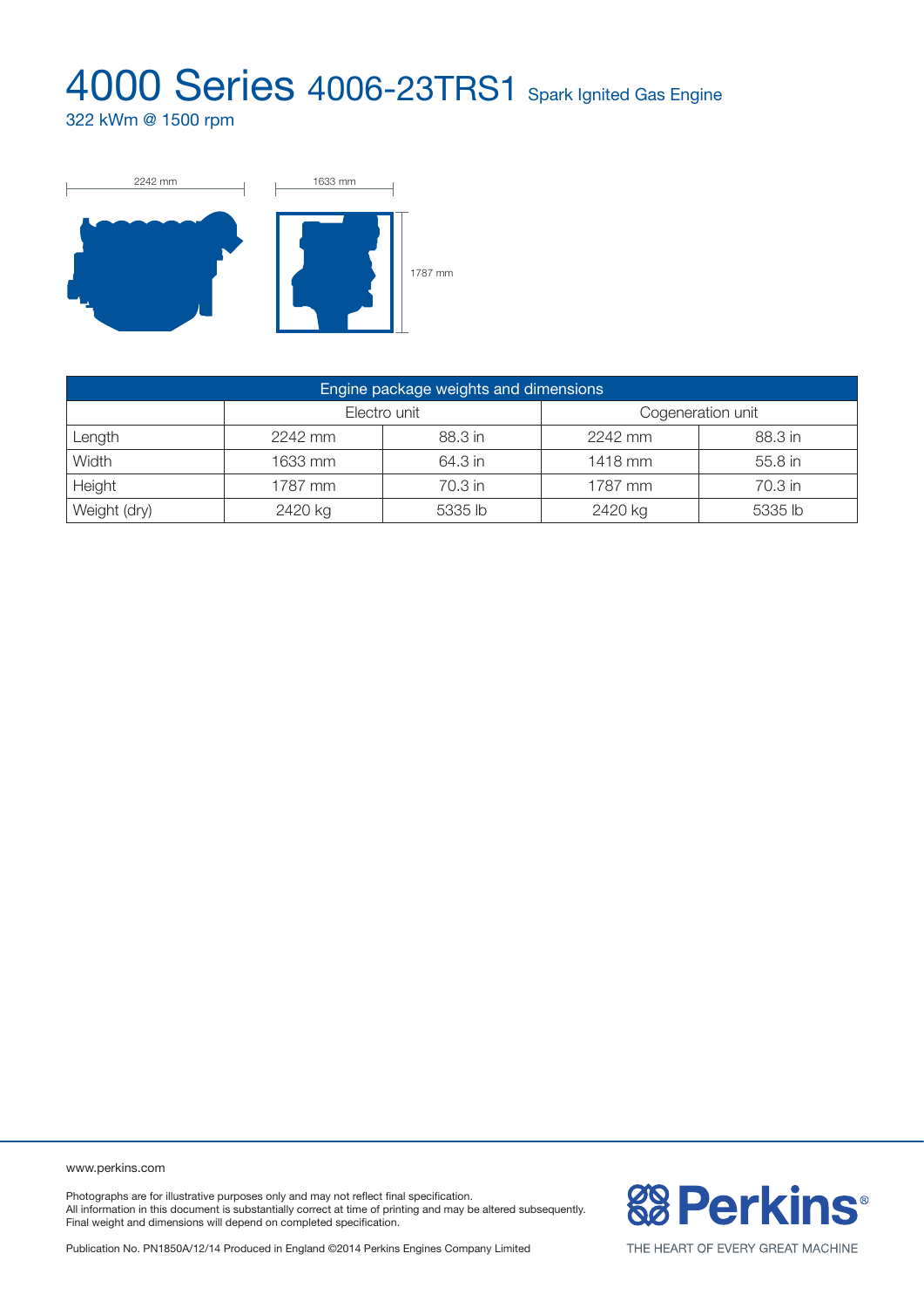# 4000 Series 4006-23TRS1 Spark Ignited Gas Engine

322 kWm @ 1500 rpm

2242 mm

1633 mm

1787 mm

| Engine package weights and dimensions | | | | |
|---|---|---|---|---|
| | Electro unit | | Cogeneration unit | |
| Length | 2242 mm | 88.3 in | 2242 mm | 88.3 in |
| Width | 1633 mm | 64.3 in | 1418 mm | 55.8 in |
| Height | 1787 mm | 70.3 in | 1787 mm | 70.3 in |
| Weight (dry) | 2420 kg | 5335 lb | 2420 kg | 5335 lb |

www.perkins.com

Photographs are for illustrative purposes only and may not reflect final specification.
All information in this document is substantially correct at time of printing and may be altered subsequently.
Final weight and dimensions will depend on completed specification.

Publication No. PN1850A/12/14 Produced in England ©2014 Perkins Engines Company Limited

Perkins®

THE HEART OF EVERY GREAT MACHINE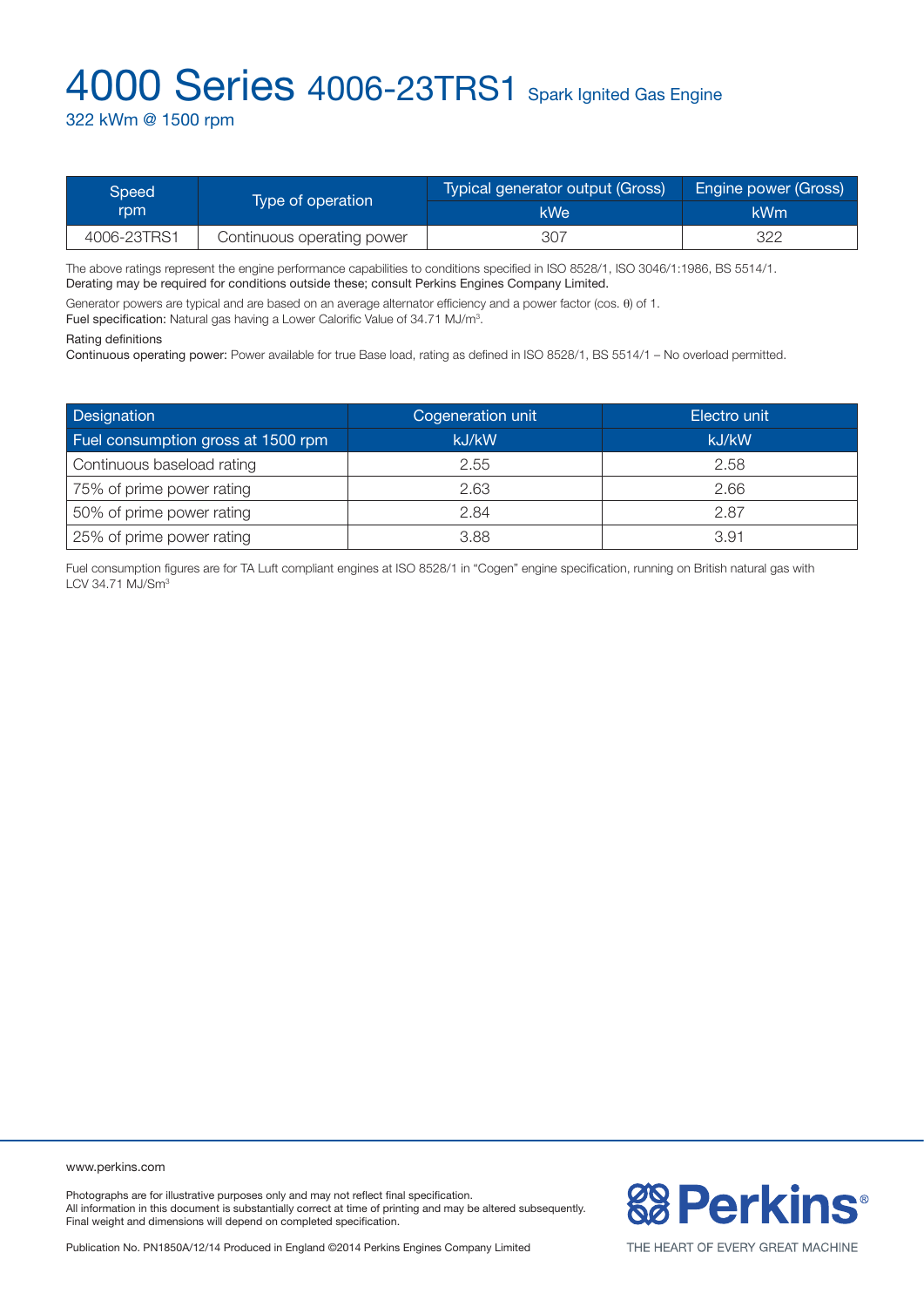# 4000 Series 4006-23TRS1 Spark Ignited Gas Engine

322 kWm @ 1500 rpm

| Speed rpm | Type of operation | Typical generator output (Gross) | Engine power (Gross) |
|---|---|---|---|
| | | kWe | kWm |
| 4006-23TRS1 | Continuous operating power | 307 | 322 |

The above ratings represent the engine performance capabilities to conditions specified in ISO 8528/1, ISO 3046/1:1986, BS 5514/1.
Derating may be required for conditions outside these; consult Perkins Engines Company Limited.

Generator powers are typical and are based on an average alternator efficiency and a power factor (cos. θ) of 1.
Fuel specification: Natural gas having a Lower Calorific Value of 34.71 MJ/m³.

Rating definitions
Continuous operating power: Power available for true Base load, rating as defined in ISO 8528/1, BS 5514/1 – No overload permitted.

| Designation | Cogeneration unit | Electro unit |
|---|---|---|
| Fuel consumption gross at 1500 rpm | kJ/kW | kJ/kW |
| Continuous baseload rating | 2.55 | 2.58 |
| 75% of prime power rating | 2.63 | 2.66 |
| 50% of prime power rating | 2.84 | 2.87 |
| 25% of prime power rating | 3.88 | 3.91 |

Fuel consumption figures are for TA Luft compliant engines at ISO 8528/1 in "Cogen" engine specification, running on British natural gas with LCV 34.71 MJ/Sm³

www.perkins.com

Photographs are for illustrative purposes only and may not reflect final specification.
All information in this document is substantially correct at time of printing and may be altered subsequently.
Final weight and dimensions will depend on completed specification.

Publication No. PN1850A/12/14 Produced in England ©2014 Perkins Engines Company Limited

Perkins® THE HEART OF EVERY GREAT MACHINE